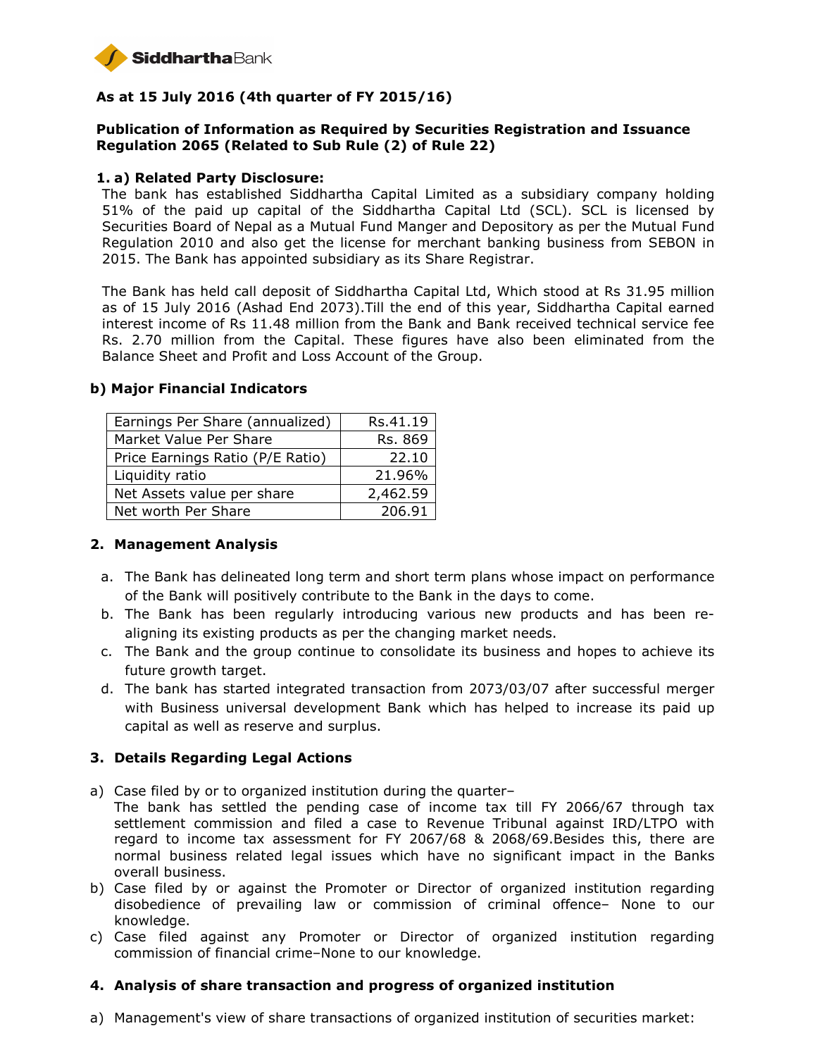SiddharthaBank

**As at 15 July 2016 (4th quarter of FY 2015/16)**

**Publication of Information as Required by Securities Registration and Issuance Regulation 2065 (Related to Sub Rule (2) of Rule 22)**

**1. a) Related Party Disclosure:**

The bank has established Siddhartha Capital Limited as a subsidiary company holding 51% of the paid up capital of the Siddhartha Capital Ltd (SCL). SCL is licensed by Securities Board of Nepal as a Mutual Fund Manger and Depository as per the Mutual Fund Regulation 2010 and also get the license for merchant banking business from SEBON in 2015. The Bank has appointed subsidiary as its Share Registrar.

The Bank has held call deposit of Siddhartha Capital Ltd, Which stood at Rs 31.95 million as of 15 July 2016 (Ashad End 2073).Till the end of this year, Siddhartha Capital earned interest income of Rs 11.48 million from the Bank and Bank received technical service fee Rs. 2.70 million from the Capital. These figures have also been eliminated from the Balance Sheet and Profit and Loss Account of the Group.

**b) Major Financial Indicators**

| | |
|---|---|
| Earnings Per Share (annualized) | Rs.41.19 |
| Market Value Per Share | Rs. 869 |
| Price Earnings Ratio (P/E Ratio) | 22.10 |
| Liquidity ratio | 21.96% |
| Net Assets value per share | 2,462.59 |
| Net worth Per Share | 206.91 |

**2. Management Analysis**

a. The Bank has delineated long term and short term plans whose impact on performance of the Bank will positively contribute to the Bank in the days to come.

b. The Bank has been regularly introducing various new products and has been re-aligning its existing products as per the changing market needs.

c. The Bank and the group continue to consolidate its business and hopes to achieve its future growth target.

d. The bank has started integrated transaction from 2073/03/07 after successful merger with Business universal development Bank which has helped to increase its paid up capital as well as reserve and surplus.

**3. Details Regarding Legal Actions**

a) Case filed by or to organized institution during the quarter–
The bank has settled the pending case of income tax till FY 2066/67 through tax settlement commission and filed a case to Revenue Tribunal against IRD/LTPO with regard to income tax assessment for FY 2067/68 & 2068/69.Besides this, there are normal business related legal issues which have no significant impact in the Banks overall business.

b) Case filed by or against the Promoter or Director of organized institution regarding disobedience of prevailing law or commission of criminal offence– None to our knowledge.

c) Case filed against any Promoter or Director of organized institution regarding commission of financial crime–None to our knowledge.

**4. Analysis of share transaction and progress of organized institution**

a) Management's view of share transactions of organized institution of securities market: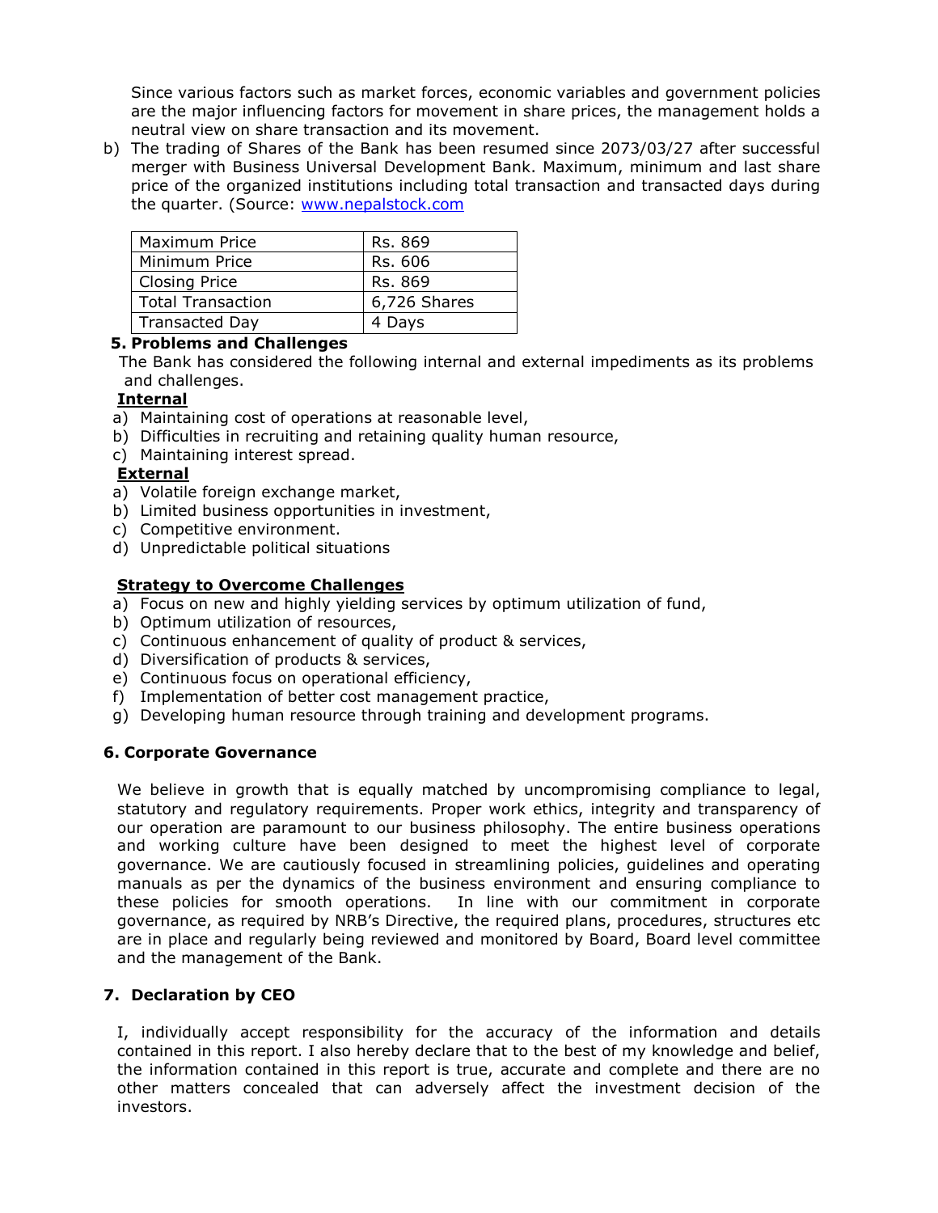Since various factors such as market forces, economic variables and government policies are the major influencing factors for movement in share prices, the management holds a neutral view on share transaction and its movement.

b) The trading of Shares of the Bank has been resumed since 2073/03/27 after successful merger with Business Universal Development Bank. Maximum, minimum and last share price of the organized institutions including total transaction and transacted days during the quarter. (Source: www.nepalstock.com

| | |
|---|---|
| Maximum Price | Rs. 869 |
| Minimum Price | Rs. 606 |
| Closing Price | Rs. 869 |
| Total Transaction | 6,726 Shares |
| Transacted Day | 4 Days |

**5. Problems and Challenges**

The Bank has considered the following internal and external impediments as its problems and challenges.

**Internal**

a) Maintaining cost of operations at reasonable level,
b) Difficulties in recruiting and retaining quality human resource,
c) Maintaining interest spread.

**External**

a) Volatile foreign exchange market,
b) Limited business opportunities in investment,
c) Competitive environment.
d) Unpredictable political situations

**Strategy to Overcome Challenges**

a) Focus on new and highly yielding services by optimum utilization of fund,
b) Optimum utilization of resources,
c) Continuous enhancement of quality of product & services,
d) Diversification of products & services,
e) Continuous focus on operational efficiency,
f) Implementation of better cost management practice,
g) Developing human resource through training and development programs.

**6. Corporate Governance**

We believe in growth that is equally matched by uncompromising compliance to legal, statutory and regulatory requirements. Proper work ethics, integrity and transparency of our operation are paramount to our business philosophy. The entire business operations and working culture have been designed to meet the highest level of corporate governance. We are cautiously focused in streamlining policies, guidelines and operating manuals as per the dynamics of the business environment and ensuring compliance to these policies for smooth operations. In line with our commitment in corporate governance, as required by NRB's Directive, the required plans, procedures, structures etc are in place and regularly being reviewed and monitored by Board, Board level committee and the management of the Bank.

**7. Declaration by CEO**

I, individually accept responsibility for the accuracy of the information and details contained in this report. I also hereby declare that to the best of my knowledge and belief, the information contained in this report is true, accurate and complete and there are no other matters concealed that can adversely affect the investment decision of the investors.